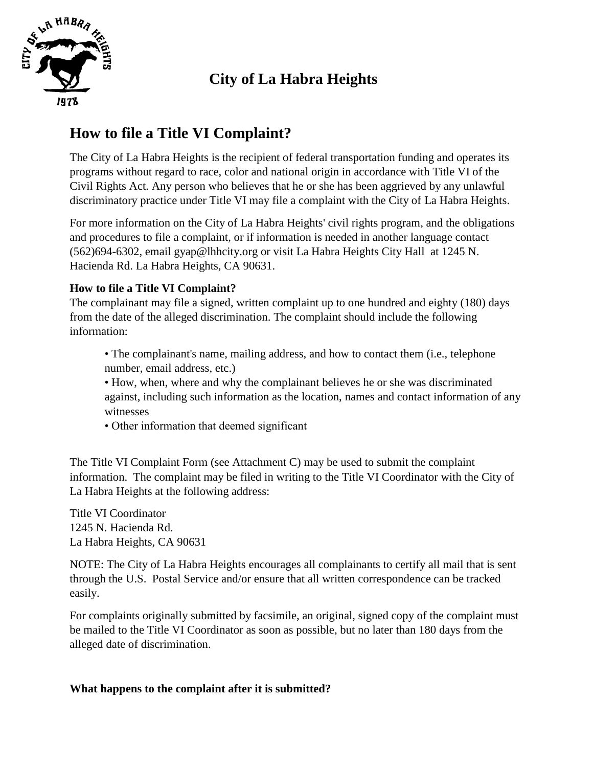# City of La Habra Heights

## How to file a Title VI Complaint?

The City of La Habra Heights is the recipient of federal transportation funding and operates its programs without regard to race, color and national origin in accordance with Title VI of the Civil Rights Act. Any person who believes that he or she has been aggrieved by any unlawful discriminatory practice under Title VI may file a complaint with the City of La Habra Heights.

For more information on the City of La Habra Heights' civil rights program, and the obligations and procedures to file a complaint, or if information is needed in another language contact (562)694-6302, email gyap@lhhcity.org or visit La Habra Heights City Hall at 1245 N. Hacienda Rd. La Habra Heights, CA 90631.

**How to file a Title VI Complaint?**
The complainant may file a signed, written complaint up to one hundred and eighty (180) days from the date of the alleged discrimination. The complaint should include the following information:

- The complainant's name, mailing address, and how to contact them (i.e., telephone number, email address, etc.)
- How, when, where and why the complainant believes he or she was discriminated against, including such information as the location, names and contact information of any witnesses
- Other information that deemed significant

The Title VI Complaint Form (see Attachment C) may be used to submit the complaint information. The complaint may be filed in writing to the Title VI Coordinator with the City of La Habra Heights at the following address:

Title VI Coordinator
1245 N. Hacienda Rd.
La Habra Heights, CA 90631

NOTE: The City of La Habra Heights encourages all complainants to certify all mail that is sent through the U.S. Postal Service and/or ensure that all written correspondence can be tracked easily.

For complaints originally submitted by facsimile, an original, signed copy of the complaint must be mailed to the Title VI Coordinator as soon as possible, but no later than 180 days from the alleged date of discrimination.

**What happens to the complaint after it is submitted?**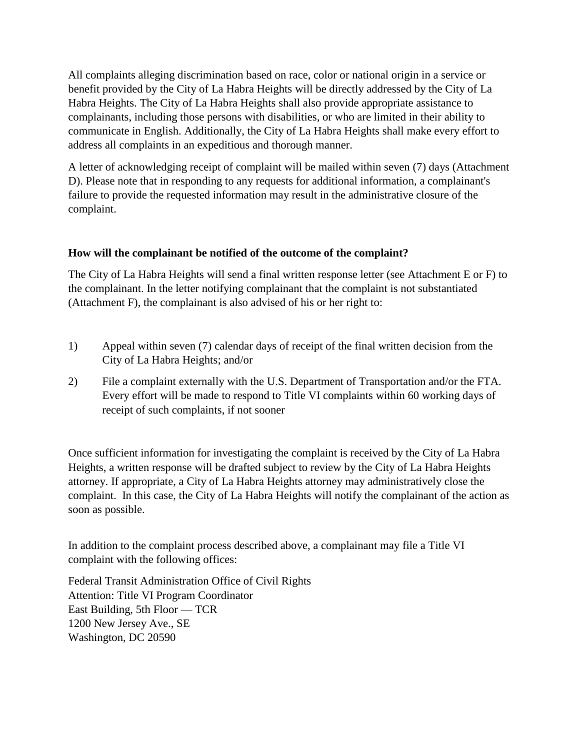All complaints alleging discrimination based on race, color or national origin in a service or benefit provided by the City of La Habra Heights will be directly addressed by the City of La Habra Heights. The City of La Habra Heights shall also provide appropriate assistance to complainants, including those persons with disabilities, or who are limited in their ability to communicate in English. Additionally, the City of La Habra Heights shall make every effort to address all complaints in an expeditious and thorough manner.

A letter of acknowledging receipt of complaint will be mailed within seven (7) days (Attachment D). Please note that in responding to any requests for additional information, a complainant's failure to provide the requested information may result in the administrative closure of the complaint.

**How will the complainant be notified of the outcome of the complaint?**

The City of La Habra Heights will send a final written response letter (see Attachment E or F) to the complainant. In the letter notifying complainant that the complaint is not substantiated (Attachment F), the complainant is also advised of his or her right to:

1) Appeal within seven (7) calendar days of receipt of the final written decision from the City of La Habra Heights; and/or
2) File a complaint externally with the U.S. Department of Transportation and/or the FTA. Every effort will be made to respond to Title VI complaints within 60 working days of receipt of such complaints, if not sooner

Once sufficient information for investigating the complaint is received by the City of La Habra Heights, a written response will be drafted subject to review by the City of La Habra Heights attorney. If appropriate, a City of La Habra Heights attorney may administratively close the complaint. In this case, the City of La Habra Heights will notify the complainant of the action as soon as possible.

In addition to the complaint process described above, a complainant may file a Title VI complaint with the following offices:

Federal Transit Administration Office of Civil Rights
Attention: Title VI Program Coordinator
East Building, 5th Floor — TCR
1200 New Jersey Ave., SE
Washington, DC 20590